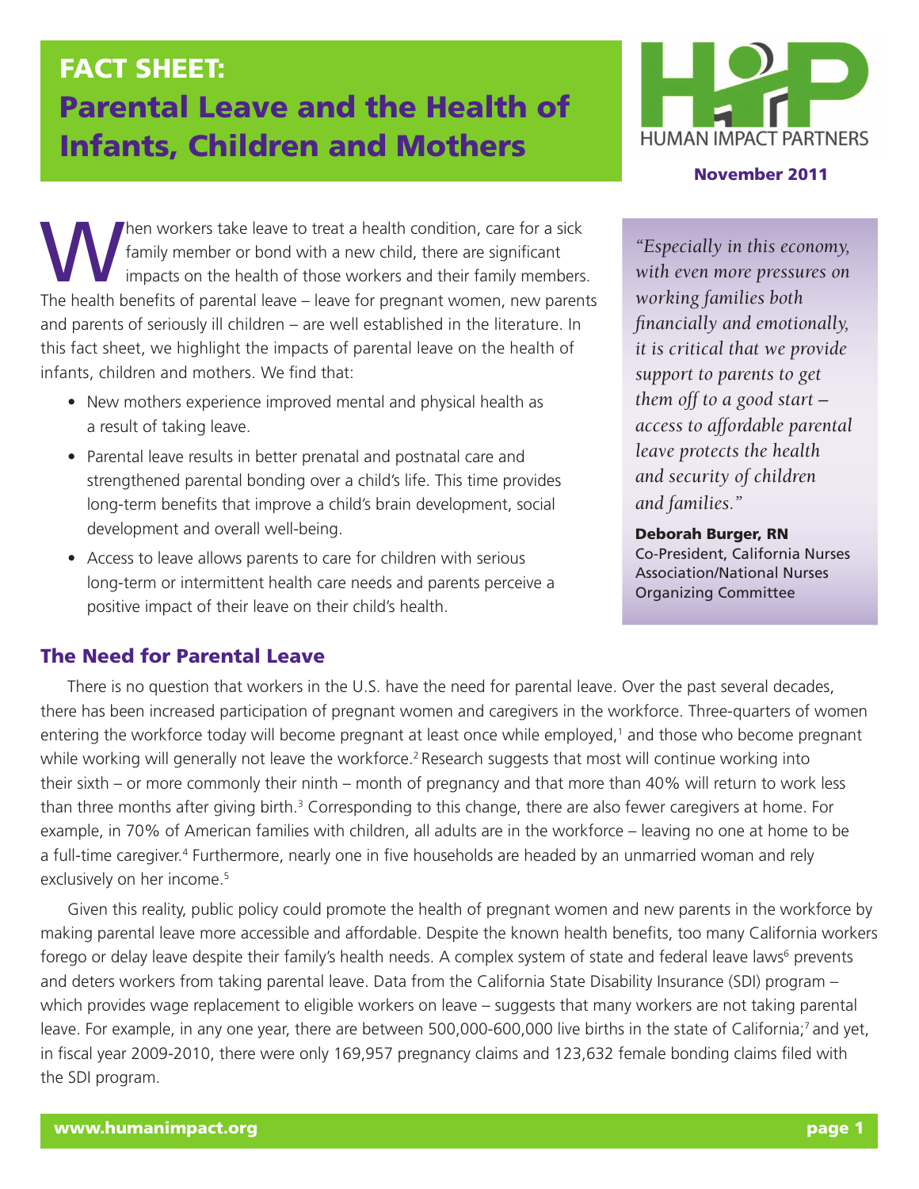# FACT SHEET: Parental Leave and the Health of Infants, Children and Mothers

HUMAN IMPACT PARTNERS

**November 2011**

When workers take leave to treat a health condition, care for a sick family member or bond with a new child, there are significant impacts on the health of those workers and their family members. The health benefits of parental leave – leave for pregnant women, new parents and parents of seriously ill children – are well established in the literature. In this fact sheet, we highlight the impacts of parental leave on the health of infants, children and mothers. We find that:

- New mothers experience improved mental and physical health as a result of taking leave.
- Parental leave results in better prenatal and postnatal care and strengthened parental bonding over a child's life. This time provides long-term benefits that improve a child's brain development, social development and overall well-being.
- Access to leave allows parents to care for children with serious long-term or intermittent health care needs and parents perceive a positive impact of their leave on their child's health.

> *"Especially in this economy, with even more pressures on working families both financially and emotionally, it is critical that we provide support to parents to get them off to a good start – access to affordable parental leave protects the health and security of children and families."*
>
> **Deborah Burger, RN**
> Co-President, California Nurses Association/National Nurses Organizing Committee

## The Need for Parental Leave

There is no question that workers in the U.S. have the need for parental leave. Over the past several decades, there has been increased participation of pregnant women and caregivers in the workforce. Three-quarters of women entering the workforce today will become pregnant at least once while employed,[1] and those who become pregnant while working will generally not leave the workforce.[2] Research suggests that most will continue working into their sixth – or more commonly their ninth – month of pregnancy and that more than 40% will return to work less than three months after giving birth.[3] Corresponding to this change, there are also fewer caregivers at home. For example, in 70% of American families with children, all adults are in the workforce – leaving no one at home to be a full-time caregiver.[4] Furthermore, nearly one in five households are headed by an unmarried woman and rely exclusively on her income.[5]

Given this reality, public policy could promote the health of pregnant women and new parents in the workforce by making parental leave more accessible and affordable. Despite the known health benefits, too many California workers forego or delay leave despite their family's health needs. A complex system of state and federal leave laws[6] prevents and deters workers from taking parental leave. Data from the California State Disability Insurance (SDI) program – which provides wage replacement to eligible workers on leave – suggests that many workers are not taking parental leave. For example, in any one year, there are between 500,000-600,000 live births in the state of California;[7] and yet, in fiscal year 2009-2010, there were only 169,957 pregnancy claims and 123,632 female bonding claims filed with the SDI program.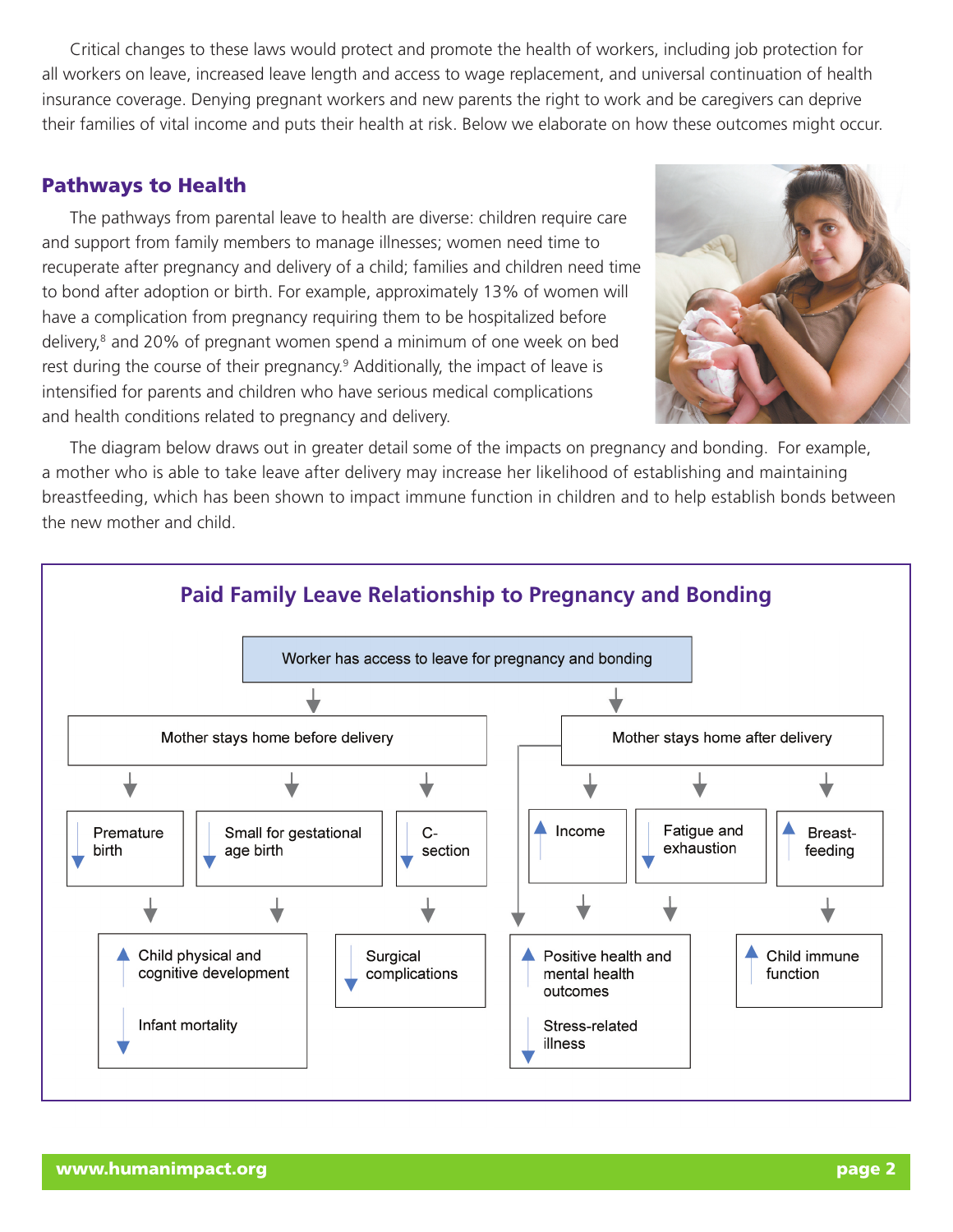Critical changes to these laws would protect and promote the health of workers, including job protection for all workers on leave, increased leave length and access to wage replacement, and universal continuation of health insurance coverage. Denying pregnant workers and new parents the right to work and be caregivers can deprive their families of vital income and puts their health at risk. Below we elaborate on how these outcomes might occur.

## Pathways to Health

The pathways from parental leave to health are diverse: children require care and support from family members to manage illnesses; women need time to recuperate after pregnancy and delivery of a child; families and children need time to bond after adoption or birth. For example, approximately 13% of women will have a complication from pregnancy requiring them to be hospitalized before delivery,[8] and 20% of pregnant women spend a minimum of one week on bed rest during the course of their pregnancy.[9] Additionally, the impact of leave is intensified for parents and children who have serious medical complications and health conditions related to pregnancy and delivery.

The diagram below draws out in greater detail some of the impacts on pregnancy and bonding. For example, a mother who is able to take leave after delivery may increase her likelihood of establishing and maintaining breastfeeding, which has been shown to impact immune function in children and to help establish bonds between the new mother and child.

### Paid Family Leave Relationship to Pregnancy and Bonding

Worker has access to leave for pregnancy and bonding

Mother stays home before delivery

Premature birth

Small for gestational age birth

C-section

Child physical and cognitive development

Infant mortality

Surgical complications

Mother stays home after delivery

Income

Fatigue and exhaustion

Breast-feeding

Positive health and mental health outcomes

Stress-related illness

Child immune function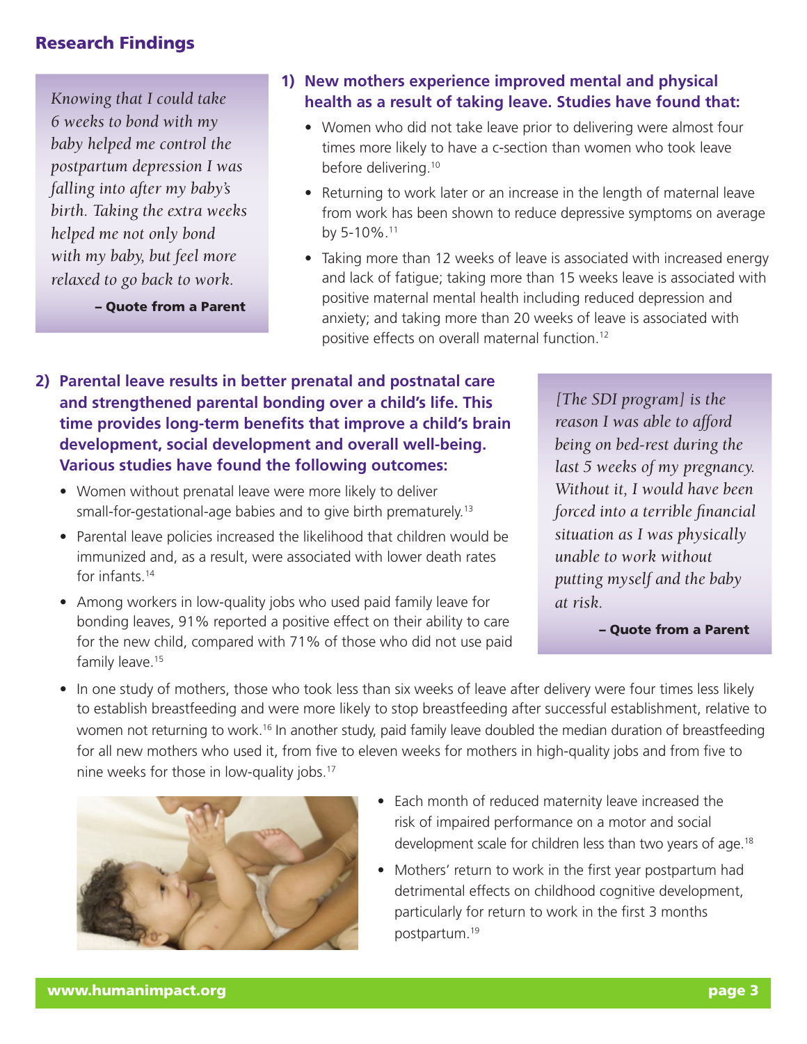## Research Findings

*Knowing that I could take 6 weeks to bond with my baby helped me control the postpartum depression I was falling into after my baby's birth. Taking the extra weeks helped me not only bond with my baby, but feel more relaxed to go back to work.*

**– Quote from a Parent**

### 1) New mothers experience improved mental and physical health as a result of taking leave. Studies have found that:

- Women who did not take leave prior to delivering were almost four times more likely to have a c-section than women who took leave before delivering.[10]
- Returning to work later or an increase in the length of maternal leave from work has been shown to reduce depressive symptoms on average by 5-10%.[11]
- Taking more than 12 weeks of leave is associated with increased energy and lack of fatigue; taking more than 15 weeks leave is associated with positive maternal mental health including reduced depression and anxiety; and taking more than 20 weeks of leave is associated with positive effects on overall maternal function.[12]

### 2) Parental leave results in better prenatal and postnatal care and strengthened parental bonding over a child's life. This time provides long-term benefits that improve a child's brain development, social development and overall well-being. Various studies have found the following outcomes:

- Women without prenatal leave were more likely to deliver small-for-gestational-age babies and to give birth prematurely.[13]
- Parental leave policies increased the likelihood that children would be immunized and, as a result, were associated with lower death rates for infants.[14]
- Among workers in low-quality jobs who used paid family leave for bonding leaves, 91% reported a positive effect on their ability to care for the new child, compared with 71% of those who did not use paid family leave.[15]
- In one study of mothers, those who took less than six weeks of leave after delivery were four times less likely to establish breastfeeding and were more likely to stop breastfeeding after successful establishment, relative to women not returning to work.[16] In another study, paid family leave doubled the median duration of breastfeeding for all new mothers who used it, from five to eleven weeks for mothers in high-quality jobs and from five to nine weeks for those in low-quality jobs.[17]
- Each month of reduced maternity leave increased the risk of impaired performance on a motor and social development scale for children less than two years of age.[18]
- Mothers' return to work in the first year postpartum had detrimental effects on childhood cognitive development, particularly for return to work in the first 3 months postpartum.[19]

*[The SDI program] is the reason I was able to afford being on bed-rest during the last 5 weeks of my pregnancy. Without it, I would have been forced into a terrible financial situation as I was physically unable to work without putting myself and the baby at risk.*

**– Quote from a Parent**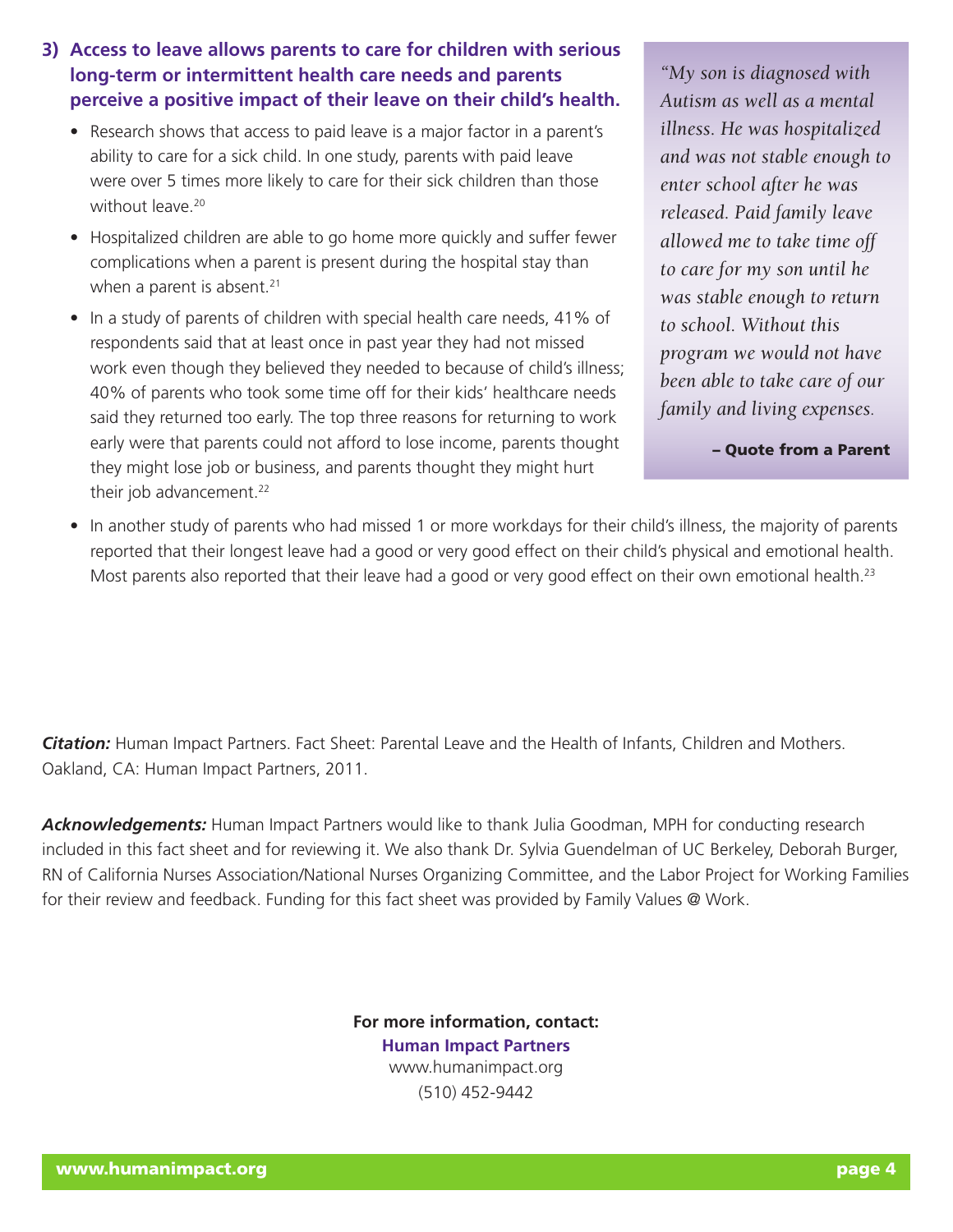### 3) Access to leave allows parents to care for children with serious long-term or intermittent health care needs and parents perceive a positive impact of their leave on their child's health.

- Research shows that access to paid leave is a major factor in a parent's ability to care for a sick child. In one study, parents with paid leave were over 5 times more likely to care for their sick children than those without leave.[20]
- Hospitalized children are able to go home more quickly and suffer fewer complications when a parent is present during the hospital stay than when a parent is absent.[21]
- In a study of parents of children with special health care needs, 41% of respondents said that at least once in past year they had not missed work even though they believed they needed to because of child's illness; 40% of parents who took some time off for their kids' healthcare needs said they returned too early. The top three reasons for returning to work early were that parents could not afford to lose income, parents thought they might lose job or business, and parents thought they might hurt their job advancement.[22]
- In another study of parents who had missed 1 or more workdays for their child's illness, the majority of parents reported that their longest leave had a good or very good effect on their child's physical and emotional health. Most parents also reported that their leave had a good or very good effect on their own emotional health.[23]

> *"My son is diagnosed with Autism as well as a mental illness. He was hospitalized and was not stable enough to enter school after he was released. Paid family leave allowed me to take time off to care for my son until he was stable enough to return to school. Without this program we would not have been able to take care of our family and living expenses.*
>
> **– Quote from a Parent**

***Citation:*** Human Impact Partners. Fact Sheet: Parental Leave and the Health of Infants, Children and Mothers. Oakland, CA: Human Impact Partners, 2011.

***Acknowledgements:*** Human Impact Partners would like to thank Julia Goodman, MPH for conducting research included in this fact sheet and for reviewing it. We also thank Dr. Sylvia Guendelman of UC Berkeley, Deborah Burger, RN of California Nurses Association/National Nurses Organizing Committee, and the Labor Project for Working Families for their review and feedback. Funding for this fact sheet was provided by Family Values @ Work.

**For more information, contact:**
**Human Impact Partners**
www.humanimpact.org
(510) 452-9442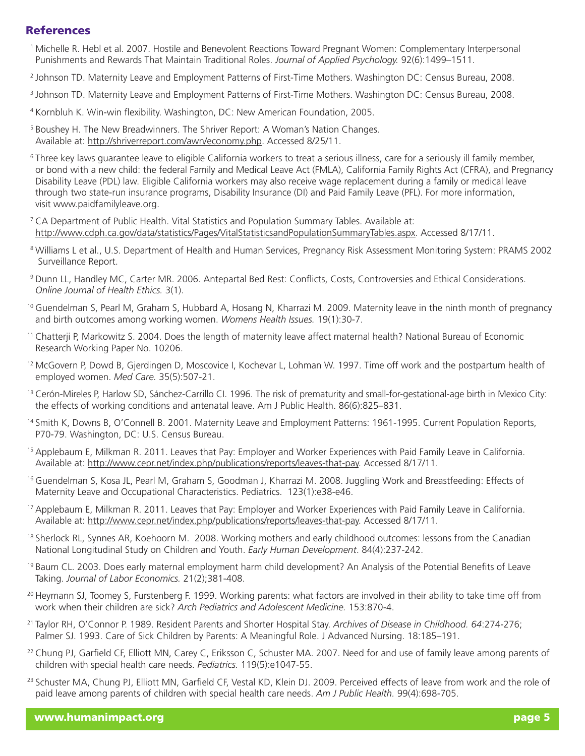## References

[1] Michelle R. Hebl et al. 2007. Hostile and Benevolent Reactions Toward Pregnant Women: Complementary Interpersonal Punishments and Rewards That Maintain Traditional Roles. *Journal of Applied Psychology.* 92(6):1499–1511.

[2] Johnson TD. Maternity Leave and Employment Patterns of First-Time Mothers. Washington DC: Census Bureau, 2008.

[3] Johnson TD. Maternity Leave and Employment Patterns of First-Time Mothers. Washington DC: Census Bureau, 2008.

[4] Kornbluh K. Win-win flexibility. Washington, DC: New American Foundation, 2005.

[5] Boushey H. The New Breadwinners. The Shriver Report: A Woman's Nation Changes. Available at: http://shriverreport.com/awn/economy.php. Accessed 8/25/11.

[6] Three key laws guarantee leave to eligible California workers to treat a serious illness, care for a seriously ill family member, or bond with a new child: the federal Family and Medical Leave Act (FMLA), California Family Rights Act (CFRA), and Pregnancy Disability Leave (PDL) law. Eligible California workers may also receive wage replacement during a family or medical leave through two state-run insurance programs, Disability Insurance (DI) and Paid Family Leave (PFL). For more information, visit www.paidfamilyleave.org.

[7] CA Department of Public Health. Vital Statistics and Population Summary Tables. Available at: http://www.cdph.ca.gov/data/statistics/Pages/VitalStatisticsandPopulationSummaryTables.aspx. Accessed 8/17/11.

[8] Williams L et al., U.S. Department of Health and Human Services, Pregnancy Risk Assessment Monitoring System: PRAMS 2002 Surveillance Report.

[9] Dunn LL, Handley MC, Carter MR. 2006. Antepartal Bed Rest: Conflicts, Costs, Controversies and Ethical Considerations. *Online Journal of Health Ethics.* 3(1).

[10] Guendelman S, Pearl M, Graham S, Hubbard A, Hosang N, Kharrazi M. 2009. Maternity leave in the ninth month of pregnancy and birth outcomes among working women. *Womens Health Issues.* 19(1):30-7.

[11] Chatterji P, Markowitz S. 2004. Does the length of maternity leave affect maternal health? National Bureau of Economic Research Working Paper No. 10206.

[12] McGovern P, Dowd B, Gjerdingen D, Moscovice I, Kochevar L, Lohman W. 1997. Time off work and the postpartum health of employed women. *Med Care.* 35(5):507-21.

[13] Cerón-Mireles P, Harlow SD, Sánchez-Carrillo CI. 1996. The risk of prematurity and small-for-gestational-age birth in Mexico City: the effects of working conditions and antenatal leave. Am J Public Health. 86(6):825–831.

[14] Smith K, Downs B, O'Connell B. 2001. Maternity Leave and Employment Patterns: 1961-1995. Current Population Reports, P70-79. Washington, DC: U.S. Census Bureau.

[15] Applebaum E, Milkman R. 2011. Leaves that Pay: Employer and Worker Experiences with Paid Family Leave in California. Available at: http://www.cepr.net/index.php/publications/reports/leaves-that-pay. Accessed 8/17/11.

[16] Guendelman S, Kosa JL, Pearl M, Graham S, Goodman J, Kharrazi M. 2008. Juggling Work and Breastfeeding: Effects of Maternity Leave and Occupational Characteristics. Pediatrics. 123(1):e38-e46.

[17] Applebaum E, Milkman R. 2011. Leaves that Pay: Employer and Worker Experiences with Paid Family Leave in California. Available at: http://www.cepr.net/index.php/publications/reports/leaves-that-pay. Accessed 8/17/11.

[18] Sherlock RL, Synnes AR, Koehoorn M. 2008. Working mothers and early childhood outcomes: lessons from the Canadian National Longitudinal Study on Children and Youth. *Early Human Development*. 84(4):237-242.

[19] Baum CL. 2003. Does early maternal employment harm child development? An Analysis of the Potential Benefits of Leave Taking. *Journal of Labor Economics.* 21(2);381-408.

[20] Heymann SJ, Toomey S, Furstenberg F. 1999. Working parents: what factors are involved in their ability to take time off from work when their children are sick? *Arch Pediatrics and Adolescent Medicine.* 153:870-4.

[21] Taylor RH, O'Connor P. 1989. Resident Parents and Shorter Hospital Stay. *Archives of Disease in Childhood. 64*:274-276; Palmer SJ. 1993. Care of Sick Children by Parents: A Meaningful Role. J Advanced Nursing. 18:185–191.

[22] Chung PJ, Garfield CF, Elliott MN, Carey C, Eriksson C, Schuster MA. 2007. Need for and use of family leave among parents of children with special health care needs. *Pediatrics.* 119(5):e1047-55.

[23] Schuster MA, Chung PJ, Elliott MN, Garfield CF, Vestal KD, Klein DJ. 2009. Perceived effects of leave from work and the role of paid leave among parents of children with special health care needs. *Am J Public Health.* 99(4):698-705.

www.humanimpact.org